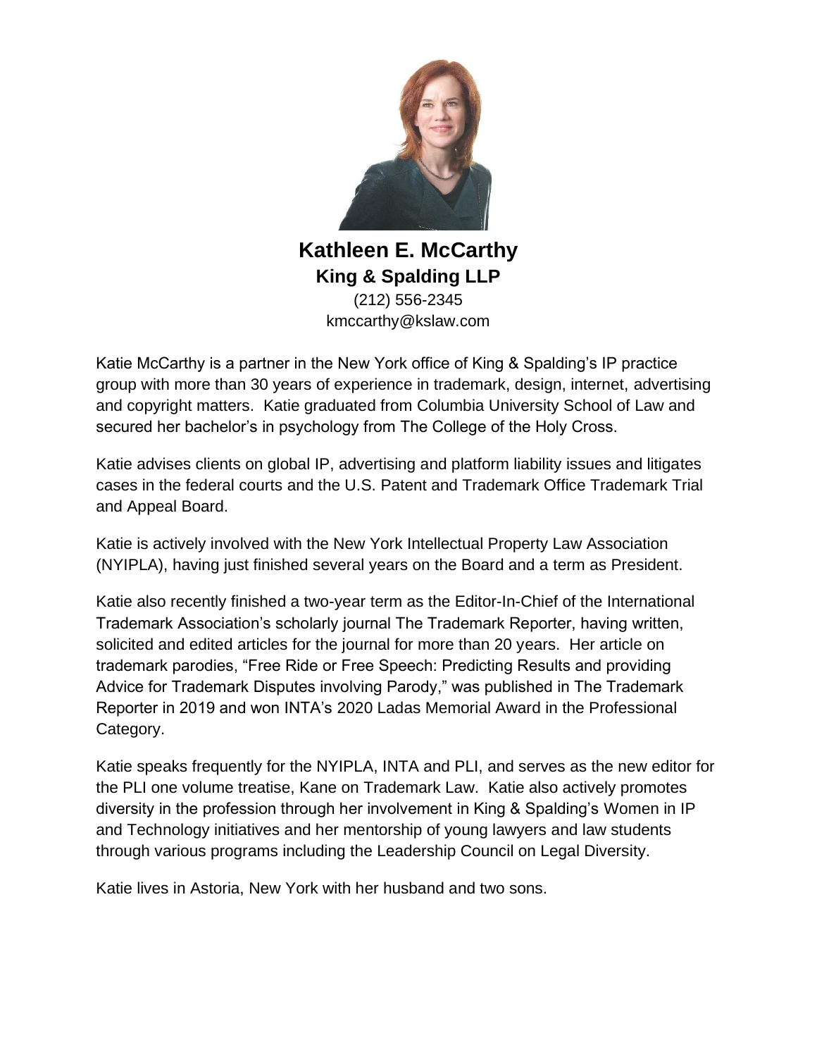# Kathleen E. McCarthy

**King & Spalding LLP**

(212) 556-2345

kmccarthy@kslaw.com

Katie McCarthy is a partner in the New York office of King & Spalding's IP practice group with more than 30 years of experience in trademark, design, internet, advertising and copyright matters. Katie graduated from Columbia University School of Law and secured her bachelor's in psychology from The College of the Holy Cross.

Katie advises clients on global IP, advertising and platform liability issues and litigates cases in the federal courts and the U.S. Patent and Trademark Office Trademark Trial and Appeal Board.

Katie is actively involved with the New York Intellectual Property Law Association (NYIPLA), having just finished several years on the Board and a term as President.

Katie also recently finished a two-year term as the Editor-In-Chief of the International Trademark Association's scholarly journal The Trademark Reporter, having written, solicited and edited articles for the journal for more than 20 years. Her article on trademark parodies, "Free Ride or Free Speech: Predicting Results and providing Advice for Trademark Disputes involving Parody," was published in The Trademark Reporter in 2019 and won INTA's 2020 Ladas Memorial Award in the Professional Category.

Katie speaks frequently for the NYIPLA, INTA and PLI, and serves as the new editor for the PLI one volume treatise, Kane on Trademark Law. Katie also actively promotes diversity in the profession through her involvement in King & Spalding's Women in IP and Technology initiatives and her mentorship of young lawyers and law students through various programs including the Leadership Council on Legal Diversity.

Katie lives in Astoria, New York with her husband and two sons.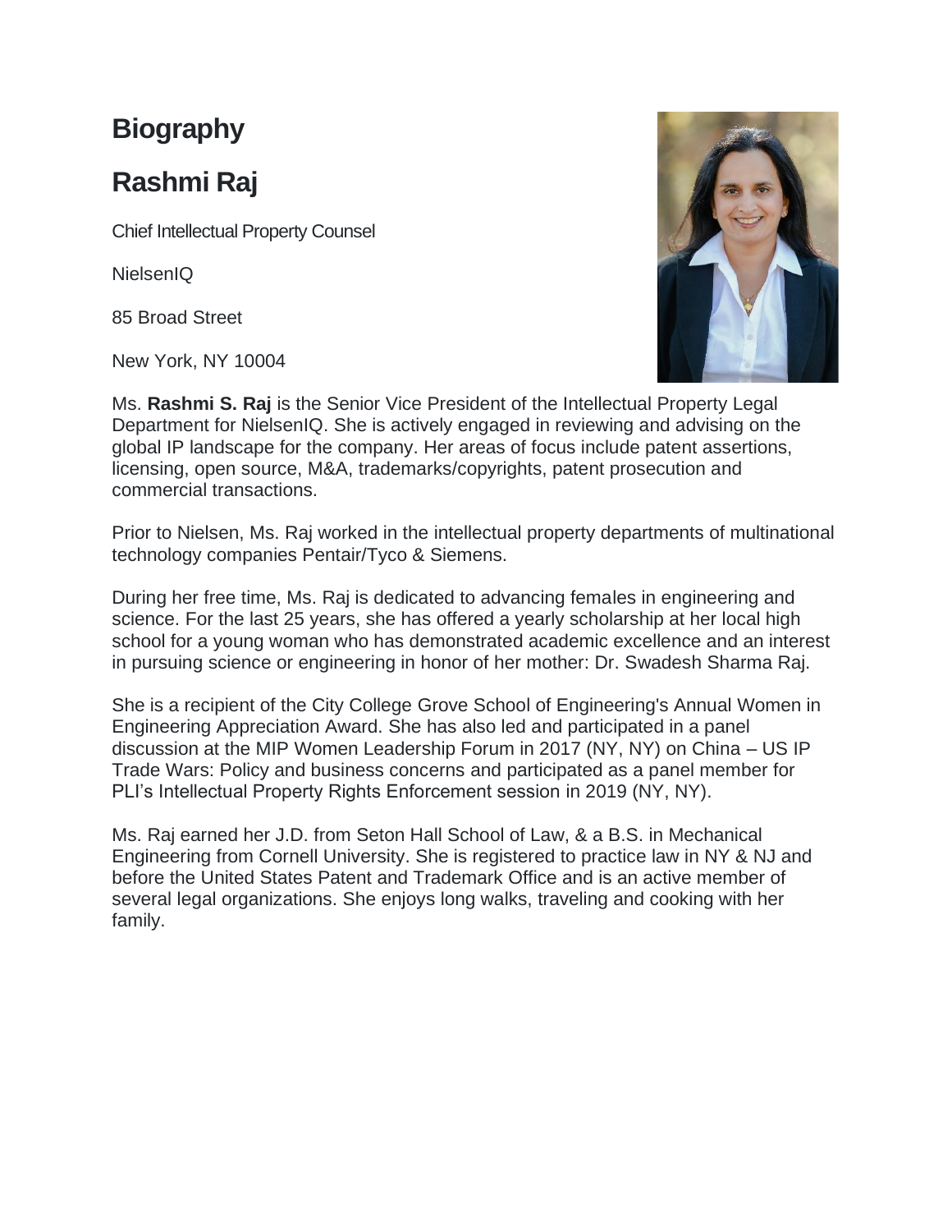# Biography

## Rashmi Raj

Chief Intellectual Property Counsel

NielsenIQ

85 Broad Street

New York, NY 10004

Ms. **Rashmi S. Raj** is the Senior Vice President of the Intellectual Property Legal Department for NielsenIQ. She is actively engaged in reviewing and advising on the global IP landscape for the company. Her areas of focus include patent assertions, licensing, open source, M&A, trademarks/copyrights, patent prosecution and commercial transactions.

Prior to Nielsen, Ms. Raj worked in the intellectual property departments of multinational technology companies Pentair/Tyco & Siemens.

During her free time, Ms. Raj is dedicated to advancing females in engineering and science. For the last 25 years, she has offered a yearly scholarship at her local high school for a young woman who has demonstrated academic excellence and an interest in pursuing science or engineering in honor of her mother: Dr. Swadesh Sharma Raj.

She is a recipient of the City College Grove School of Engineering's Annual Women in Engineering Appreciation Award. She has also led and participated in a panel discussion at the MIP Women Leadership Forum in 2017 (NY, NY) on China – US IP Trade Wars: Policy and business concerns and participated as a panel member for PLI's Intellectual Property Rights Enforcement session in 2019 (NY, NY).

Ms. Raj earned her J.D. from Seton Hall School of Law, & a B.S. in Mechanical Engineering from Cornell University. She is registered to practice law in NY & NJ and before the United States Patent and Trademark Office and is an active member of several legal organizations. She enjoys long walks, traveling and cooking with her family.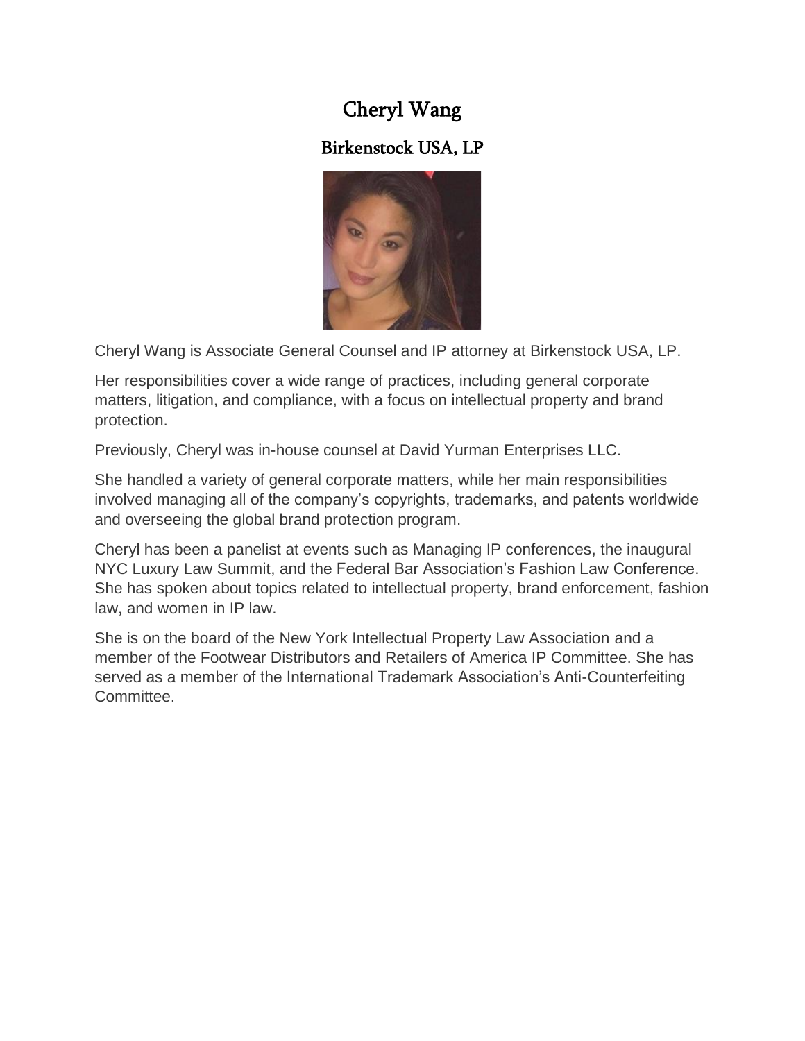# Cheryl Wang

## Birkenstock USA, LP

Cheryl Wang is Associate General Counsel and IP attorney at Birkenstock USA, LP.

Her responsibilities cover a wide range of practices, including general corporate matters, litigation, and compliance, with a focus on intellectual property and brand protection.

Previously, Cheryl was in-house counsel at David Yurman Enterprises LLC.

She handled a variety of general corporate matters, while her main responsibilities involved managing all of the company's copyrights, trademarks, and patents worldwide and overseeing the global brand protection program.

Cheryl has been a panelist at events such as Managing IP conferences, the inaugural NYC Luxury Law Summit, and the Federal Bar Association's Fashion Law Conference. She has spoken about topics related to intellectual property, brand enforcement, fashion law, and women in IP law.

She is on the board of the New York Intellectual Property Law Association and a member of the Footwear Distributors and Retailers of America IP Committee. She has served as a member of the International Trademark Association's Anti-Counterfeiting Committee.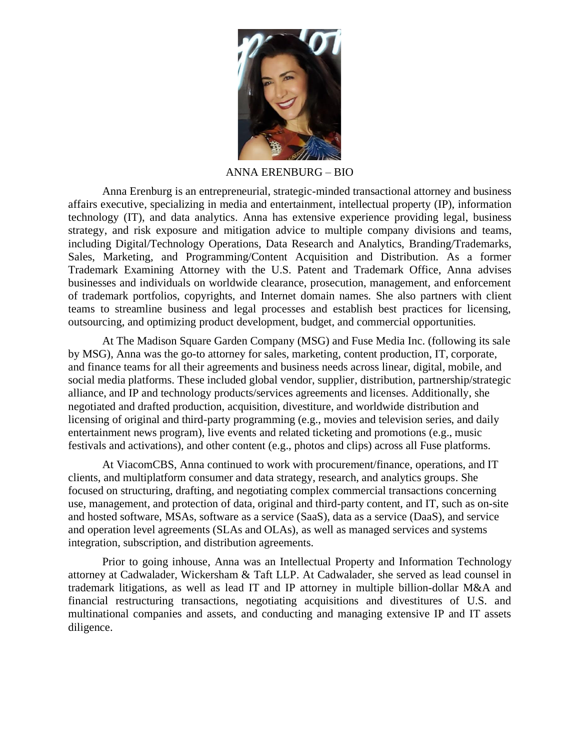# ANNA ERENBURG – BIO

Anna Erenburg is an entrepreneurial, strategic-minded transactional attorney and business affairs executive, specializing in media and entertainment, intellectual property (IP), information technology (IT), and data analytics. Anna has extensive experience providing legal, business strategy, and risk exposure and mitigation advice to multiple company divisions and teams, including Digital/Technology Operations, Data Research and Analytics, Branding/Trademarks, Sales, Marketing, and Programming/Content Acquisition and Distribution. As a former Trademark Examining Attorney with the U.S. Patent and Trademark Office, Anna advises businesses and individuals on worldwide clearance, prosecution, management, and enforcement of trademark portfolios, copyrights, and Internet domain names. She also partners with client teams to streamline business and legal processes and establish best practices for licensing, outsourcing, and optimizing product development, budget, and commercial opportunities.

At The Madison Square Garden Company (MSG) and Fuse Media Inc. (following its sale by MSG), Anna was the go-to attorney for sales, marketing, content production, IT, corporate, and finance teams for all their agreements and business needs across linear, digital, mobile, and social media platforms. These included global vendor, supplier, distribution, partnership/strategic alliance, and IP and technology products/services agreements and licenses. Additionally, she negotiated and drafted production, acquisition, divestiture, and worldwide distribution and licensing of original and third-party programming (e.g., movies and television series, and daily entertainment news program), live events and related ticketing and promotions (e.g., music festivals and activations), and other content (e.g., photos and clips) across all Fuse platforms.

At ViacomCBS, Anna continued to work with procurement/finance, operations, and IT clients, and multiplatform consumer and data strategy, research, and analytics groups. She focused on structuring, drafting, and negotiating complex commercial transactions concerning use, management, and protection of data, original and third-party content, and IT, such as on-site and hosted software, MSAs, software as a service (SaaS), data as a service (DaaS), and service and operation level agreements (SLAs and OLAs), as well as managed services and systems integration, subscription, and distribution agreements.

Prior to going inhouse, Anna was an Intellectual Property and Information Technology attorney at Cadwalader, Wickersham & Taft LLP. At Cadwalader, she served as lead counsel in trademark litigations, as well as lead IT and IP attorney in multiple billion-dollar M&A and financial restructuring transactions, negotiating acquisitions and divestitures of U.S. and multinational companies and assets, and conducting and managing extensive IP and IT assets diligence.